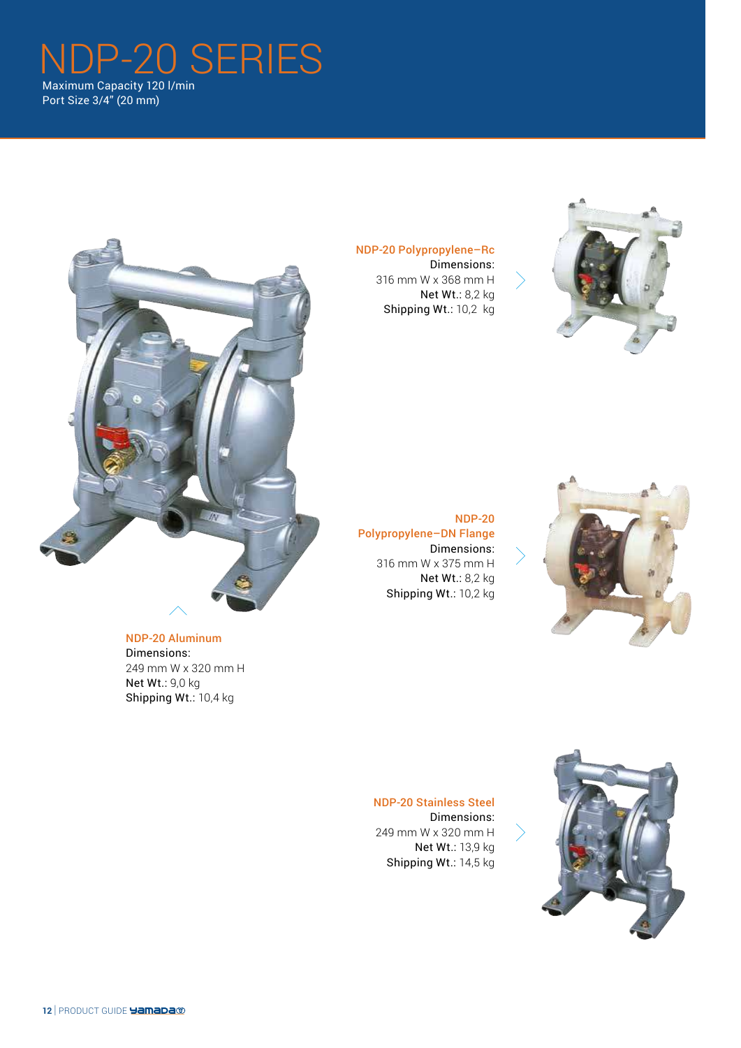# NDP-20 SERIES

Maximum Capacity 120 l/min
Port Size 3/4" (20 mm)

**NDP-20 Polypropylene–Rc**
Dimensions:
316 mm W x 368 mm H
Net Wt.: 8,2 kg
Shipping Wt.: 10,2 kg

**NDP-20 Polypropylene–DN Flange**
Dimensions:
316 mm W x 375 mm H
Net Wt.: 8,2 kg
Shipping Wt.: 10,2 kg

**NDP-20 Aluminum**
Dimensions:
249 mm W x 320 mm H
Net Wt.: 9,0 kg
Shipping Wt.: 10,4 kg

**NDP-20 Stainless Steel**
Dimensions:
249 mm W x 320 mm H
Net Wt.: 13,9 kg
Shipping Wt.: 14,5 kg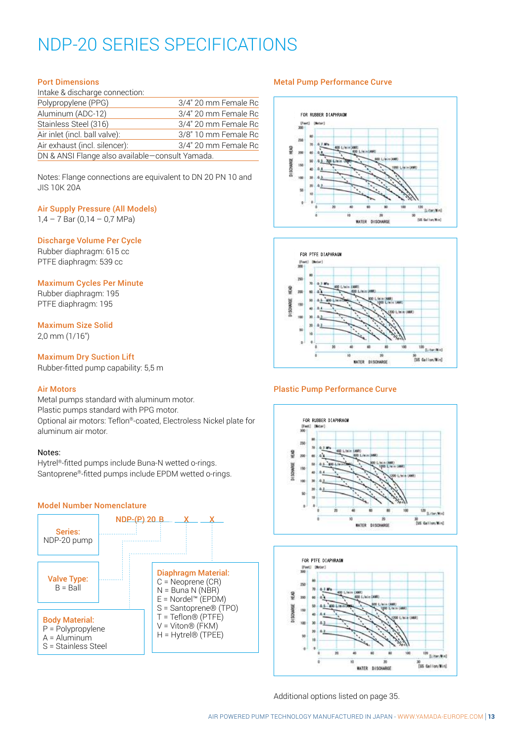# NDP-20 SERIES SPECIFICATIONS

## Port Dimensions

Intake & discharge connection:

| | |
|---|---|
| Polypropylene (PPG) | 3/4" 20 mm Female Rc |
| Aluminum (ADC-12) | 3/4" 20 mm Female Rc |
| Stainless Steel (316) | 3/4" 20 mm Female Rc |
| Air inlet (incl. ball valve): | 3/8" 10 mm Female Rc |
| Air exhaust (incl. silencer): | 3/4" 20 mm Female Rc |

DN & ANSI Flange also available—consult Yamada.

Notes: Flange connections are equivalent to DN 20 PN 10 and JIS 10K 20A

## Air Supply Pressure (All Models)

1,4 – 7 Bar (0,14 – 0,7 MPa)

## Discharge Volume Per Cycle

Rubber diaphragm: 615 cc
PTFE diaphragm: 539 cc

## Maximum Cycles Per Minute

Rubber diaphragm: 195
PTFE diaphragm: 195

## Maximum Size Solid

2,0 mm (1/16")

## Maximum Dry Suction Lift

Rubber-fitted pump capability: 5,5 m

## Air Motors

Metal pumps standard with aluminum motor.
Plastic pumps standard with PPG motor.
Optional air motors: Teflon®-coated, Electroless Nickel plate for aluminum air motor.

Notes:
Hytrel®-fitted pumps include Buna-N wetted o-rings.
Santoprene®-fitted pumps include EPDM wetted o-rings.

## Model Number Nomenclature

NDP-(P) 20 B _X_ _X_

**Series:** NDP-20 pump

**Valve Type:** B = Ball

**Body Material:**
P = Polypropylene
A = Aluminum
S = Stainless Steel

**Diaphragm Material:**
C = Neoprene (CR)
N = Buna N (NBR)
E = Nordel™ (EPDM)
S = Santoprene® (TPO)
T = Teflon® (PTFE)
V = Viton® (FKM)
H = Hytrel® (TPEE)

## Metal Pump Performance Curve

FOR RUBBER DIAPHRAGM
[Feet] [Meter]
DISCHARGE HEAD
0.7 MPa, 0.6, 0.5, 0.4, 0.3, 0.2
400 L/min (ANR), 600 L/min (ANR), 800 L/min (ANR), 1000 L/min (ANR)
WATER DISCHARGE [Liter/Min] [US Gallon/Min]

FOR PTFE DIAPHRAGM
[Feet] [Meter]
DISCHARGE HEAD
0.7 MPa, 0.6, 0.5, 0.4, 0.3, 0.2
400 L/min (ANR), 600 L/min (ANR), 800 L/min (ANR), 1000 L/min (ANR), 1200 L/min (ANR)
WATER DISCHARGE [Liter/Min] [US Gallon/Min]

## Plastic Pump Performance Curve

FOR RUBBER DIAPHRAGM
[Feet] [Meter]
DISCHARGE HEAD
0.7 MPa, 0.6, 0.5, 0.4, 0.3, 0.2
400 L/min (ANR), 600 L/min (ANR), 800 L/min (ANR), 1000 L/min (ANR), 1200 L/min (ANR)
WATER DISCHARGE [Liter/Min] [US Gallon/Min]

FOR PTFE DIAPHRAGM
[Feet] [Meter]
DISCHARGE HEAD
0.7 MPa, 0.6, 0.5, 0.4, 0.3, 0.2
400 L/min (ANR), 600 L/min (ANR), 800 L/min (ANR), 1000 L/min (ANR), 1200 L/min (ANR)
WATER DISCHARGE [Liter/Min] [US Gallon/Min]

Additional options listed on page 35.